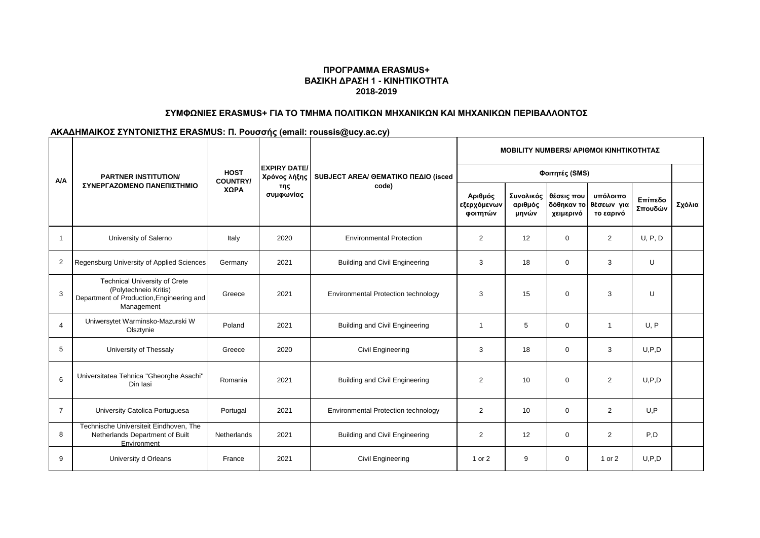## ΠΡΟΓΡΑΜΜΑ ERASMUS+
## ΒΑΣΙΚΗ ΔΡΑΣΗ 1 - ΚΙΝΗΤΙΚΟΤΗΤΑ
## 2018-2019

### ΣΥΜΦΩΝΙΕΣ ERASMUS+ ΓΙΑ ΤΟ ΤΜΗΜΑ ΠΟΛΙΤΙΚΩΝ ΜΗΧΑΝΙΚΩΝ ΚΑΙ ΜΗΧΑΝΙΚΩΝ ΠΕΡΙΒΑΛΛΟΝΤΟΣ

**ΑΚΑΔΗΜΑΙΚΟΣ ΣΥΝΤΟΝΙΣΤΗΣ ERASMUS: Π. Ρουσσής (email: roussis@ucy.ac.cy)**

| A/A | PARTNER INSTITUTION/ ΣΥΝΕΡΓΑΖΟΜΕΝΟ ΠΑΝΕΠΙΣΤΗΜΙΟ | HOST COUNTRY/ ΧΩΡΑ | EXPIRY DATE/ Χρόνος λήξης της συμφωνίας | SUBJECT AREA/ ΘΕΜΑΤΙΚΟ ΠΕΔΙΟ (isced code) | MOBILITY NUMBERS/ ΑΡΙΘΜΟΙ ΚΙΝΗΤΙΚΟΤΗΤΑΣ | | | | | |
|---|---|---|---|---|---|---|---|---|---|---|
| | | | | | Φοιτητές (SMS) | | | | | |
| | | | | | Αριθμός εξερχόμενων φοιτητών | Συνολικός αριθμός μηνών | θέσεις που δόθηκαν το χειμερινό | υπόλοιπο θέσεων για το εαρινό | Επίπεδο Σπουδών | Σχόλια |
| 1 | University of Salerno | Italy | 2020 | Environmental Protection | 2 | 12 | 0 | 2 | U, P, D | |
| 2 | Regensburg University of Applied Sciences | Germany | 2021 | Building and Civil Engineering | 3 | 18 | 0 | 3 | U | |
| 3 | Technical University of Crete (Polytechneio Kritis) Department of Production,Engineering and Management | Greece | 2021 | Environmental Protection technology | 3 | 15 | 0 | 3 | U | |
| 4 | Uniwersytet Warminsko-Mazurski W Olsztynie | Poland | 2021 | Building and Civil Engineering | 1 | 5 | 0 | 1 | U, P | |
| 5 | University of Thessaly | Greece | 2020 | Civil Engineering | 3 | 18 | 0 | 3 | U,P,D | |
| 6 | Universitatea Tehnica "Gheorghe Asachi" Din Iasi | Romania | 2021 | Building and Civil Engineering | 2 | 10 | 0 | 2 | U,P,D | |
| 7 | University Catolica Portuguesa | Portugal | 2021 | Environmental Protection technology | 2 | 10 | 0 | 2 | U,P | |
| 8 | Technische Universiteit Eindhoven, The Netherlands Department of Built Environment | Netherlands | 2021 | Building and Civil Engineering | 2 | 12 | 0 | 2 | P,D | |
| 9 | University d Orleans | France | 2021 | Civil Engineering | 1 or 2 | 9 | 0 | 1 or 2 | U,P,D | |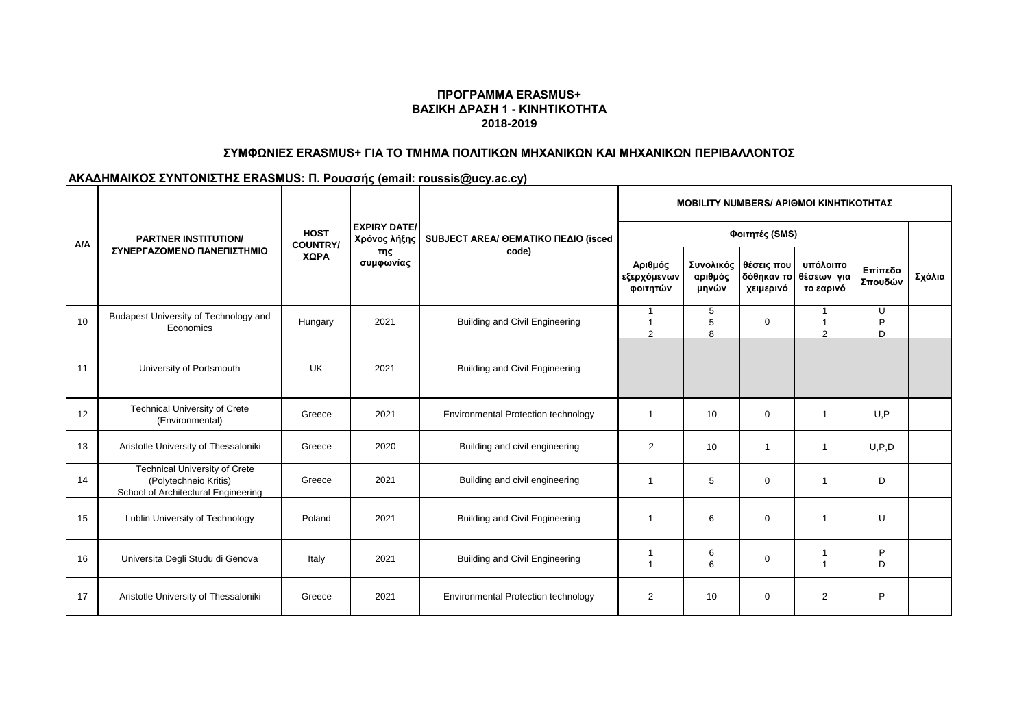**ΠΡΟΓΡΑΜΜΑ ERASMUS+**
**ΒΑΣΙΚΗ ΔΡΑΣΗ 1 - ΚΙΝΗΤΙΚΟΤΗΤΑ**
**2018-2019**

**ΣΥΜΦΩΝΙΕΣ ERASMUS+ ΓΙΑ ΤΟ ΤΜΗΜΑ ΠΟΛΙΤΙΚΩΝ ΜΗΧΑΝΙΚΩΝ ΚΑΙ ΜΗΧΑΝΙΚΩΝ ΠΕΡΙΒΑΛΛΟΝΤΟΣ**

**ΑΚΑΔΗΜΑΙΚΟΣ ΣΥΝΤΟΝΙΣΤΗΣ ERASMUS: Π. Ρουσσής (email: roussis@ucy.ac.cy)**

| A/A | PARTNER INSTITUTION/ ΣΥΝΕΡΓΑΖΟΜΕΝΟ ΠΑΝΕΠΙΣΤΗΜΙΟ | HOST COUNTRY/ ΧΩΡΑ | EXPIRY DATE/ Χρόνος λήξης της συμφωνίας | SUBJECT AREA/ ΘΕΜΑΤΙΚΟ ΠΕΔΙΟ (isced code) | MOBILITY NUMBERS/ ΑΡΙΘΜΟΙ ΚΙΝΗΤΙΚΟΤΗΤΑΣ | | | | | |
|---|---|---|---|---|---|---|---|---|---|---|
| | | | | | Φοιτητές (SMS) | | | | | |
| | | | | | Αριθμός εξερχόμενων φοιτητών | Συνολικός αριθμός μηνών | θέσεις που δόθηκαν το χειμερινό | υπόλοιπο θέσεων για το εαρινό | Επίπεδο Σπουδών | Σχόλια |
| 10 | Budapest University of Technology and Economics | Hungary | 2021 | Building and Civil Engineering | 1<br>1<br>2 | 5<br>5<br>8 | 0 | 1<br>1<br>2 | U<br>P<br>D | |
| 11 | University of Portsmouth | UK | 2021 | Building and Civil Engineering | | | | | | |
| 12 | Technical University of Crete (Environmental) | Greece | 2021 | Environmental Protection technology | 1 | 10 | 0 | 1 | U,P | |
| 13 | Aristotle University of Thessaloniki | Greece | 2020 | Building and civil engineering | 2 | 10 | 1 | 1 | U,P,D | |
| 14 | Technical University of Crete (Polytechneio Kritis) School of Architectural Engineering | Greece | 2021 | Building and civil engineering | 1 | 5 | 0 | 1 | D | |
| 15 | Lublin University of Technology | Poland | 2021 | Building and Civil Engineering | 1 | 6 | 0 | 1 | U | |
| 16 | Universita Degli Studu di Genova | Italy | 2021 | Building and Civil Engineering | 1<br>1 | 6<br>6 | 0 | 1<br>1 | P<br>D | |
| 17 | Aristotle University of Thessaloniki | Greece | 2021 | Environmental Protection technology | 2 | 10 | 0 | 2 | P | |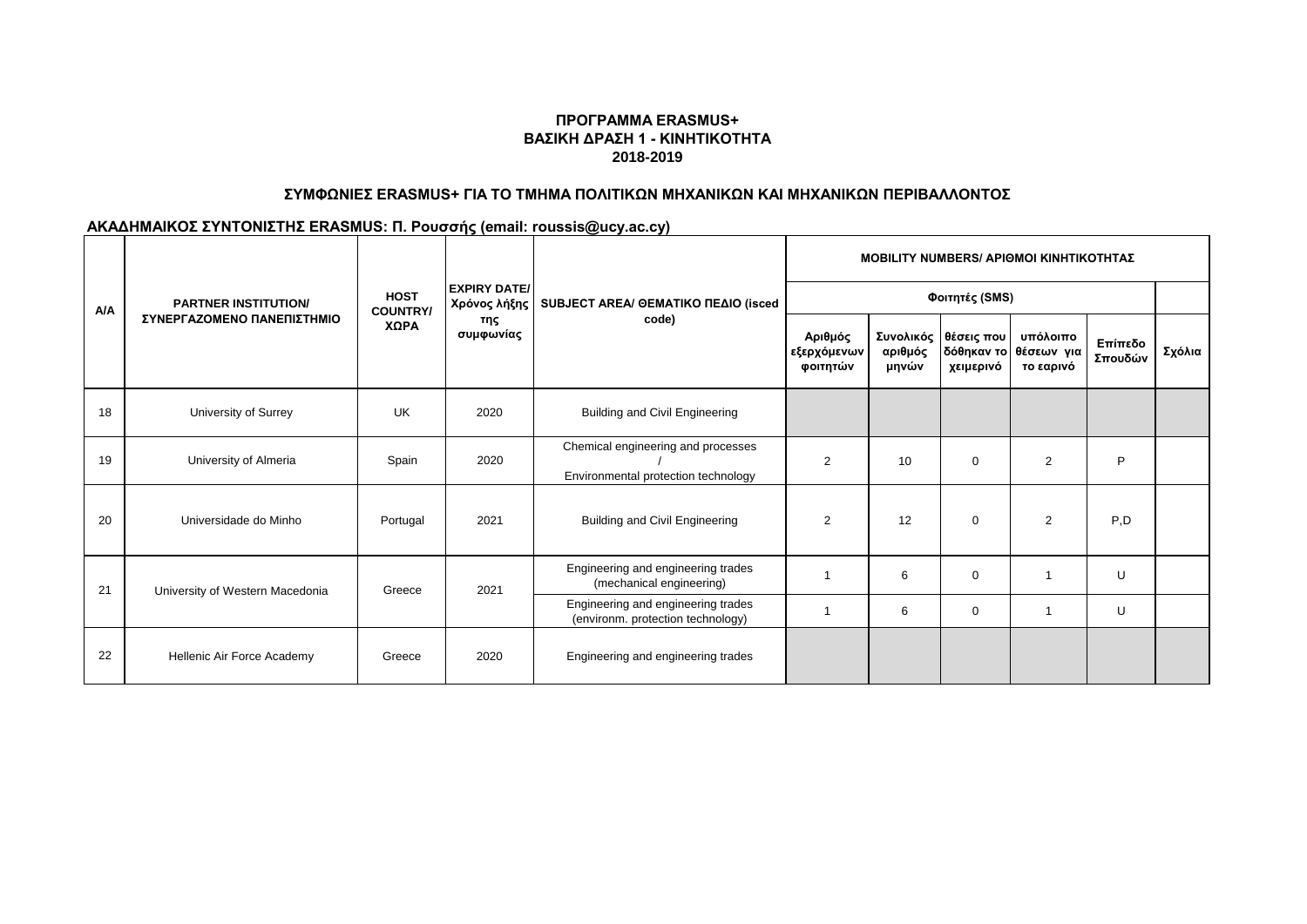**ΠΡΟΓΡΑΜΜΑ ERASMUS+**
**ΒΑΣΙΚΗ ΔΡΑΣΗ 1 - ΚΙΝΗΤΙΚΟΤΗΤΑ**
**2018-2019**

**ΣΥΜΦΩΝΙΕΣ ERASMUS+ ΓΙΑ ΤΟ ΤΜΗΜΑ ΠΟΛΙΤΙΚΩΝ ΜΗΧΑΝΙΚΩΝ ΚΑΙ ΜΗΧΑΝΙΚΩΝ ΠΕΡΙΒΑΛΛΟΝΤΟΣ**

**ΑΚΑΔΗΜΑΙΚΟΣ ΣΥΝΤΟΝΙΣΤΗΣ ERASMUS: Π. Ρουσσής (email: roussis@ucy.ac.cy)**

| Α/Α | PARTNER INSTITUTION/ ΣΥΝΕΡΓΑΖΟΜΕΝΟ ΠΑΝΕΠΙΣΤΗΜΙΟ | HOST COUNTRY/ ΧΩΡΑ | EXPIRY DATE/ Χρόνος λήξης της συμφωνίας | SUBJECT AREA/ ΘΕΜΑΤΙΚΟ ΠΕΔΙΟ (isced code) | MOBILITY NUMBERS/ ΑΡΙΘΜΟΙ ΚΙΝΗΤΙΚΟΤΗΤΑΣ | | | | | |
|---|---|---|---|---|---|---|---|---|---|---|
| | | | | | Φοιτητές (SMS) | | | | | |
| | | | | | Αριθμός εξερχόμενων φοιτητών | Συνολικός αριθμός μηνών | θέσεις που δόθηκαν το χειμερινό | υπόλοιπο θέσεων για το εαρινό | Επίπεδο Σπουδών | Σχόλια |
| 18 | University of Surrey | UK | 2020 | Building and Civil Engineering | | | | | | |
| 19 | University of Almeria | Spain | 2020 | Chemical engineering and processes / Environmental protection technology | 2 | 10 | 0 | 2 | P | |
| 20 | Universidade do Minho | Portugal | 2021 | Building and Civil Engineering | 2 | 12 | 0 | 2 | P,D | |
| 21 | University of Western Macedonia | Greece | 2021 | Engineering and engineering trades (mechanical engineering) | 1 | 6 | 0 | 1 | U | |
| | | | | Engineering and engineering trades (environm. protection technology) | 1 | 6 | 0 | 1 | U | |
| 22 | Hellenic Air Force Academy | Greece | 2020 | Engineering and engineering trades | | | | | | |